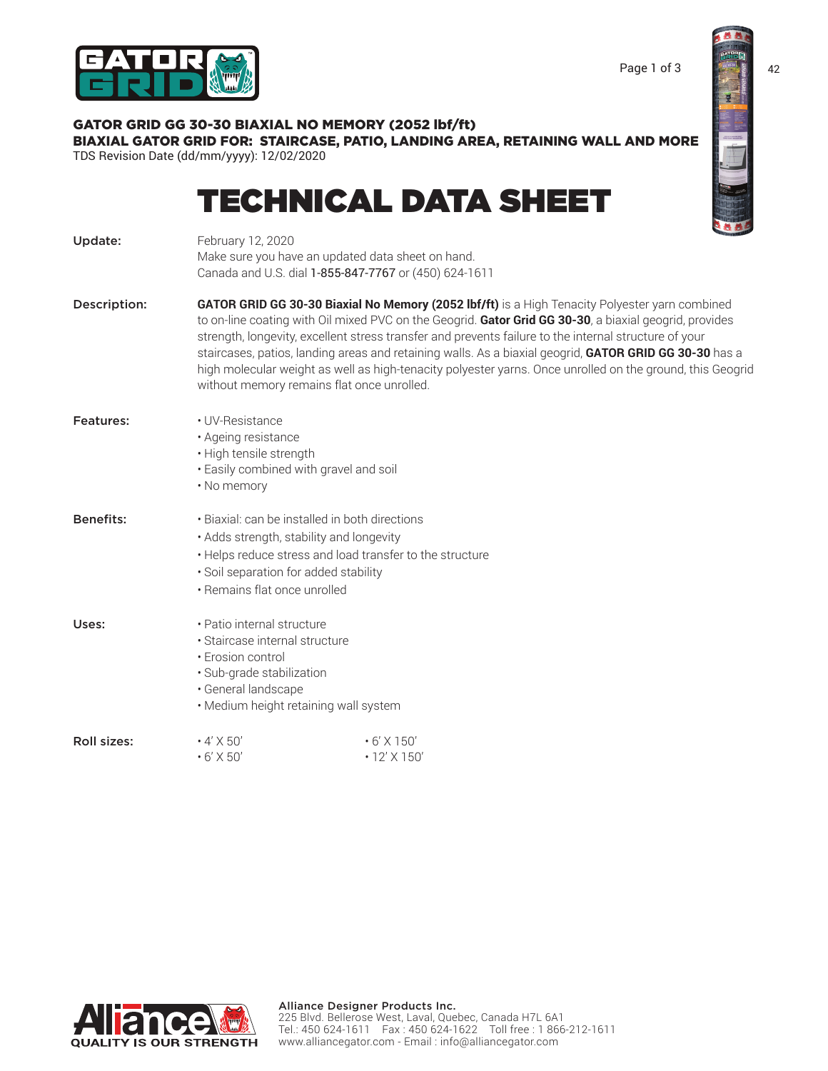**GATOR GRID GG 30-30 BIAXIAL NO MEMORY (2052 lbf/ft)**
**BIAXIAL GATOR GRID FOR: STAIRCASE, PATIO, LANDING AREA, RETAINING WALL AND MORE**
TDS Revision Date (dd/mm/yyyy): 12/02/2020

# TECHNICAL DATA SHEET

**Update:**

February 12, 2020
Make sure you have an updated data sheet on hand.
Canada and U.S. dial 1-855-847-7767 or (450) 624-1611

**Description:**

**GATOR GRID GG 30-30 Biaxial No Memory (2052 lbf/ft)** is a High Tenacity Polyester yarn combined to on-line coating with Oil mixed PVC on the Geogrid. **Gator Grid GG 30-30**, a biaxial geogrid, provides strength, longevity, excellent stress transfer and prevents failure to the internal structure of your staircases, patios, landing areas and retaining walls. As a biaxial geogrid, **GATOR GRID GG 30-30** has a high molecular weight as well as high-tenacity polyester yarns. Once unrolled on the ground, this Geogrid without memory remains flat once unrolled.

**Features:**

- UV-Resistance
- Ageing resistance
- High tensile strength
- Easily combined with gravel and soil
- No memory

**Benefits:**

- Biaxial: can be installed in both directions
- Adds strength, stability and longevity
- Helps reduce stress and load transfer to the structure
- Soil separation for added stability
- Remains flat once unrolled

**Uses:**

- Patio internal structure
- Staircase internal structure
- Erosion control
- Sub-grade stabilization
- General landscape
- Medium height retaining wall system

**Roll sizes:**

- 4' X 50'
- 6' X 50'
- 6' X 150'
- 12' X 150'

**Alliance Designer Products Inc.**
225 Blvd. Bellerose West, Laval, Quebec, Canada H7L 6A1
Tel.: 450 624-1611 Fax : 450 624-1622 Toll free : 1 866-212-1611
www.alliancegator.com - Email : info@alliancegator.com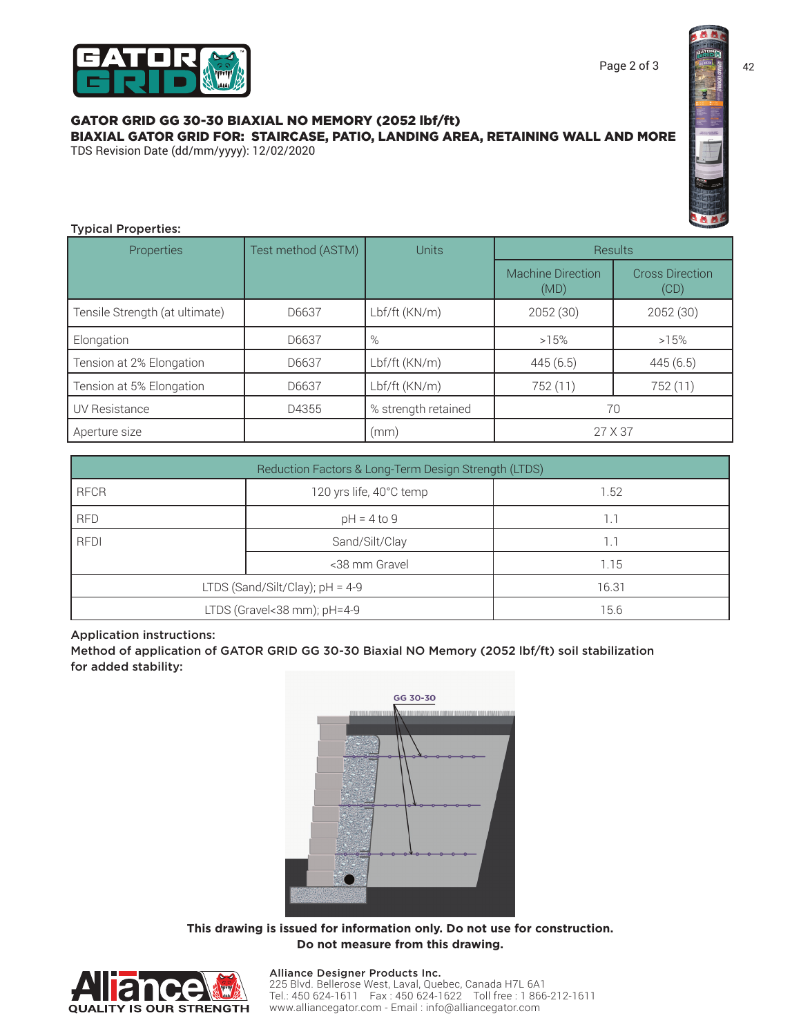## GATOR GRID GG 30-30 BIAXIAL NO MEMORY (2052 lbf/ft)

**BIAXIAL GATOR GRID FOR: STAIRCASE, PATIO, LANDING AREA, RETAINING WALL AND MORE**

TDS Revision Date (dd/mm/yyyy): 12/02/2020

**Typical Properties:**

| Properties | Test method (ASTM) | Units | Results | |
|---|---|---|---|---|
| | | | Machine Direction (MD) | Cross Direction (CD) |
| Tensile Strength (at ultimate) | D6637 | Lbf/ft (KN/m) | 2052 (30) | 2052 (30) |
| Elongation | D6637 | % | >15% | >15% |
| Tension at 2% Elongation | D6637 | Lbf/ft (KN/m) | 445 (6.5) | 445 (6.5) |
| Tension at 5% Elongation | D6637 | Lbf/ft (KN/m) | 752 (11) | 752 (11) |
| UV Resistance | D4355 | % strength retained | 70 | |
| Aperture size | | (mm) | 27 X 37 | |

| Reduction Factors & Long-Term Design Strength (LTDS) | | |
|---|---|---|
| RFCR | 120 yrs life, 40°C temp | 1.52 |
| RFD | pH = 4 to 9 | 1.1 |
| RFDI | Sand/Silt/Clay | 1.1 |
| | <38 mm Gravel | 1.15 |
| LTDS (Sand/Silt/Clay); pH = 4-9 | | 16.31 |
| LTDS (Gravel<38 mm); pH=4-9 | | 15.6 |

**Application instructions:**

**Method of application of GATOR GRID GG 30-30 Biaxial NO Memory (2052 lbf/ft) soil stabilization for added stability:**

GG 30-30

**This drawing is issued for information only. Do not use for construction.**
**Do not measure from this drawing.**

**Alliance Designer Products Inc.**
225 Blvd. Bellerose West, Laval, Quebec, Canada H7L 6A1
Tel.: 450 624-1611 Fax : 450 624-1622 Toll free : 1 866-212-1611
www.alliancegator.com - Email : info@alliancegator.com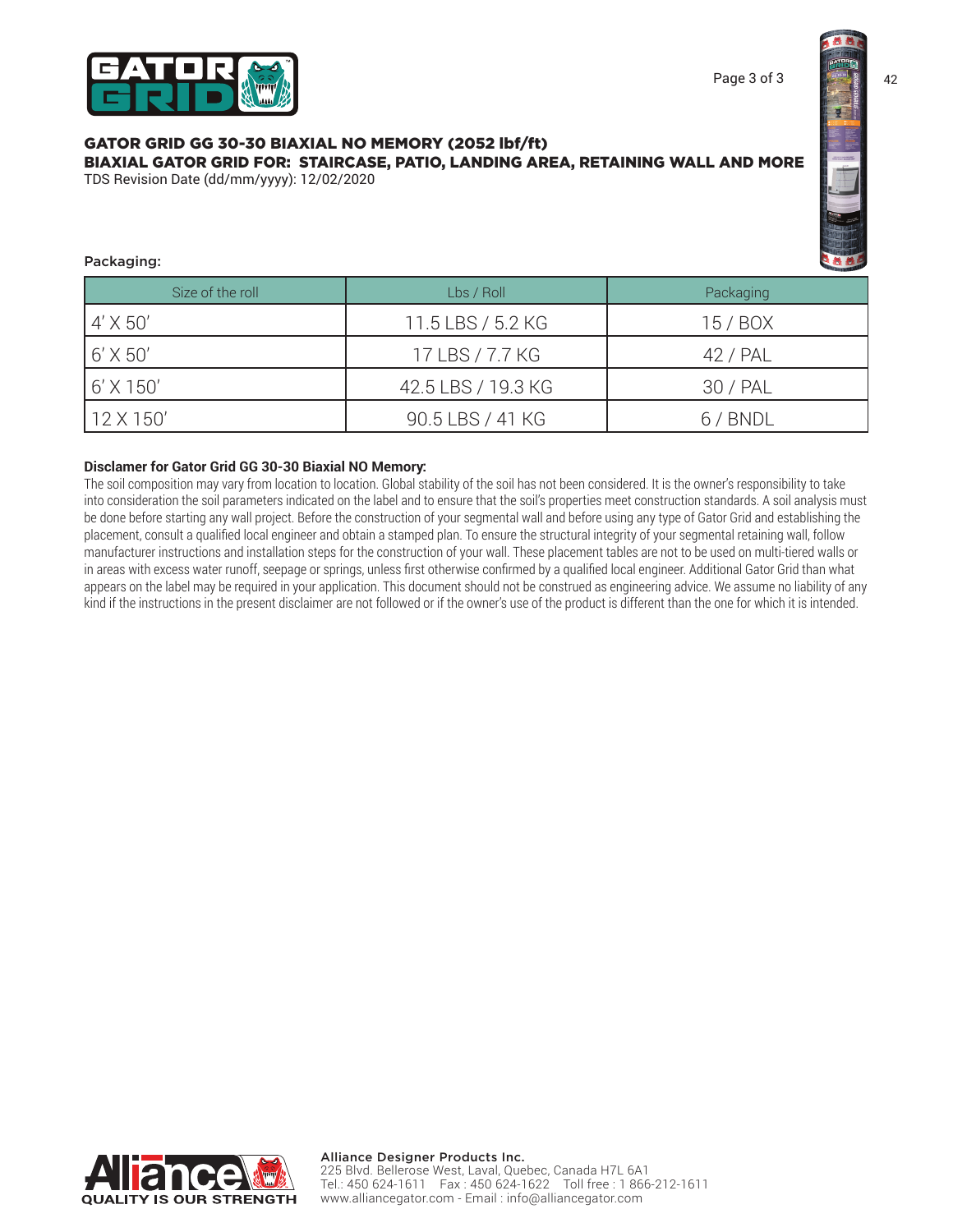## GATOR GRID GG 30-30 BIAXIAL NO MEMORY (2052 lbf/ft)

**BIAXIAL GATOR GRID FOR: STAIRCASE, PATIO, LANDING AREA, RETAINING WALL AND MORE**

TDS Revision Date (dd/mm/yyyy): 12/02/2020

Packaging:

| Size of the roll | Lbs / Roll | Packaging |
|---|---|---|
| 4' X 50' | 11.5 LBS / 5.2 KG | 15 / BOX |
| 6' X 50' | 17 LBS / 7.7 KG | 42 / PAL |
| 6' X 150' | 42.5 LBS / 19.3 KG | 30 / PAL |
| 12 X 150' | 90.5 LBS / 41 KG | 6 / BNDL |

**Disclamer for Gator Grid GG 30-30 Biaxial NO Memory:**

The soil composition may vary from location to location. Global stability of the soil has not been considered. It is the owner's responsibility to take into consideration the soil parameters indicated on the label and to ensure that the soil's properties meet construction standards. A soil analysis must be done before starting any wall project. Before the construction of your segmental wall and before using any type of Gator Grid and establishing the placement, consult a qualified local engineer and obtain a stamped plan. To ensure the structural integrity of your segmental retaining wall, follow manufacturer instructions and installation steps for the construction of your wall. These placement tables are not to be used on multi-tiered walls or in areas with excess water runoff, seepage or springs, unless first otherwise confirmed by a qualified local engineer. Additional Gator Grid than what appears on the label may be required in your application. This document should not be construed as engineering advice. We assume no liability of any kind if the instructions in the present disclaimer are not followed or if the owner's use of the product is different than the one for which it is intended.

QUALITY IS OUR STRENGTH

**Alliance Designer Products Inc.**
225 Blvd. Bellerose West, Laval, Quebec, Canada H7L 6A1
Tel.: 450 624-1611 Fax : 450 624-1622 Toll free : 1 866-212-1611
www.alliancegator.com - Email : info@alliancegator.com